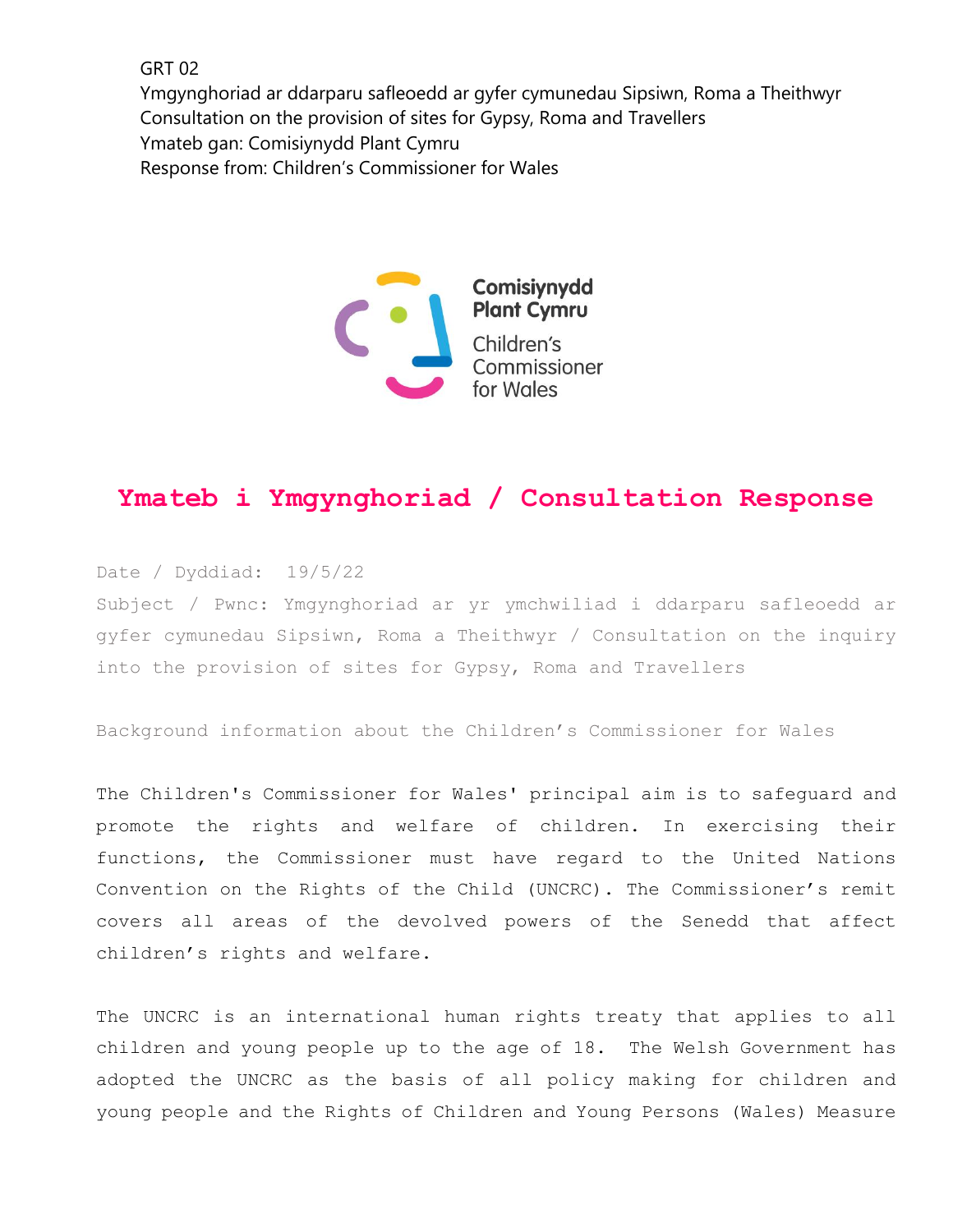GRT 02
Ymgynghoriad ar ddarparu safleoedd ar gyfer cymunedau Sipsiwn, Roma a Theithwyr
Consultation on the provision of sites for Gypsy, Roma and Travellers
Ymateb gan: Comisiynydd Plant Cymru
Response from: Children's Commissioner for Wales

Comisiynydd Plant Cymru
Children's Commissioner for Wales

# Ymateb i Ymgynghoriad / Consultation Response

Date / Dyddiad: 19/5/22

Subject / Pwnc: Ymgynghoriad ar yr ymchwiliad i ddarparu safleoedd ar gyfer cymunedau Sipsiwn, Roma a Theithwyr / Consultation on the inquiry into the provision of sites for Gypsy, Roma and Travellers

Background information about the Children's Commissioner for Wales

The Children's Commissioner for Wales' principal aim is to safeguard and promote the rights and welfare of children. In exercising their functions, the Commissioner must have regard to the United Nations Convention on the Rights of the Child (UNCRC). The Commissioner's remit covers all areas of the devolved powers of the Senedd that affect children's rights and welfare.

The UNCRC is an international human rights treaty that applies to all children and young people up to the age of 18. The Welsh Government has adopted the UNCRC as the basis of all policy making for children and young people and the Rights of Children and Young Persons (Wales) Measure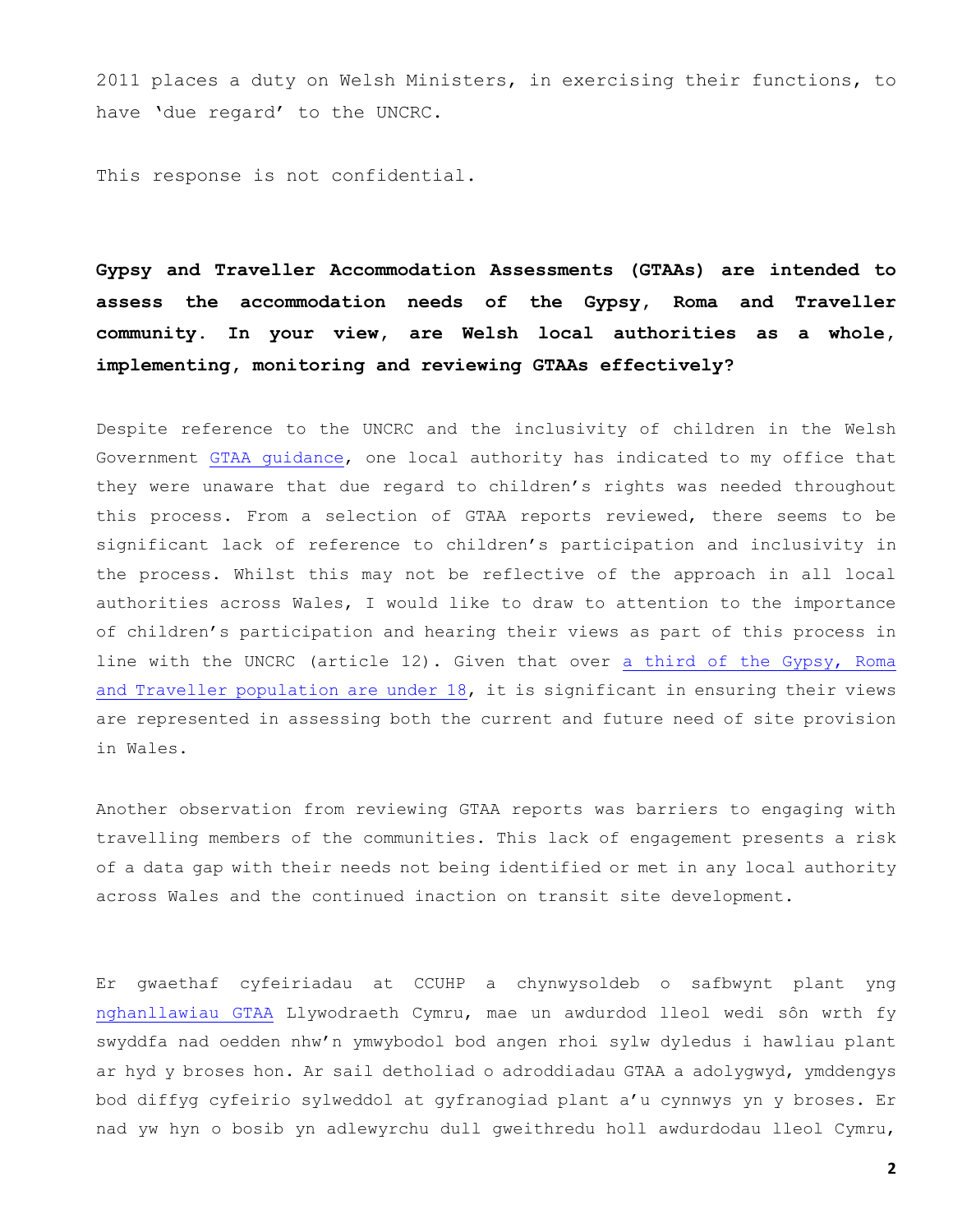2011 places a duty on Welsh Ministers, in exercising their functions, to have 'due regard' to the UNCRC.

This response is not confidential.

**Gypsy and Traveller Accommodation Assessments (GTAAs) are intended to assess the accommodation needs of the Gypsy, Roma and Traveller community. In your view, are Welsh local authorities as a whole, implementing, monitoring and reviewing GTAAs effectively?**

Despite reference to the UNCRC and the inclusivity of children in the Welsh Government GTAA guidance, one local authority has indicated to my office that they were unaware that due regard to children's rights was needed throughout this process. From a selection of GTAA reports reviewed, there seems to be significant lack of reference to children's participation and inclusivity in the process. Whilst this may not be reflective of the approach in all local authorities across Wales, I would like to draw to attention to the importance of children's participation and hearing their views as part of this process in line with the UNCRC (article 12). Given that over a third of the Gypsy, Roma and Traveller population are under 18, it is significant in ensuring their views are represented in assessing both the current and future need of site provision in Wales.

Another observation from reviewing GTAA reports was barriers to engaging with travelling members of the communities. This lack of engagement presents a risk of a data gap with their needs not being identified or met in any local authority across Wales and the continued inaction on transit site development.

Er gwaethaf cyfeiriadau at CCUHP a chynwysoldeb o safbwynt plant yng nghanllawiau GTAA Llywodraeth Cymru, mae un awdurdod lleol wedi sôn wrth fy swyddfa nad oedden nhw'n ymwybodol bod angen rhoi sylw dyledus i hawliau plant ar hyd y broses hon. Ar sail detholiad o adroddiadau GTAA a adolygwyd, ymddengys bod diffyg cyfeirio sylweddol at gyfranogiad plant a'u cynnwys yn y broses. Er nad yw hyn o bosib yn adlewyrchu dull gweithredu holl awdurdodau lleol Cymru,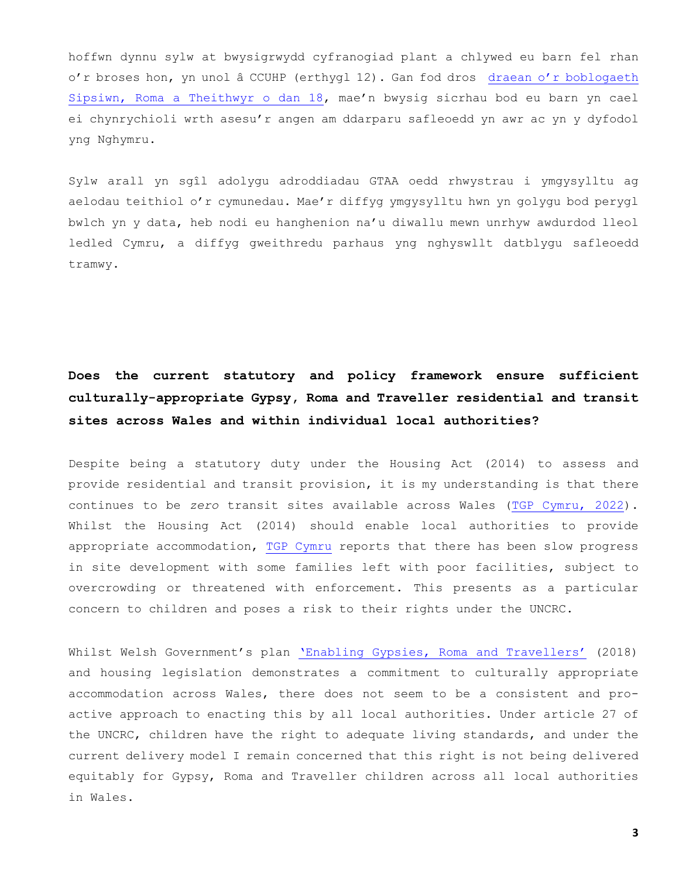hoffwn dynnu sylw at bwysigrwydd cyfranogiad plant a chlywed eu barn fel rhan o'r broses hon, yn unol â CCUHP (erthygl 12). Gan fod dros draean o'r boblogaeth Sipsiwn, Roma a Theithwyr o dan 18, mae'n bwysig sicrhau bod eu barn yn cael ei chynrychioli wrth asesu'r angen am ddarparu safleoedd yn awr ac yn y dyfodol yng Nghymru.

Sylw arall yn sgîl adolygu adroddiadau GTAA oedd rhwystrau i ymgysylltu ag aelodau teithiol o'r cymunedau. Mae'r diffyg ymgysylltu hwn yn golygu bod perygl bwlch yn y data, heb nodi eu hanghenion na'u diwallu mewn unrhyw awdurdod lleol ledled Cymru, a diffyg gweithredu parhaus yng nghyswllt datblygu safleoedd tramwy.

**Does the current statutory and policy framework ensure sufficient culturally-appropriate Gypsy, Roma and Traveller residential and transit sites across Wales and within individual local authorities?**

Despite being a statutory duty under the Housing Act (2014) to assess and provide residential and transit provision, it is my understanding is that there continues to be *zero* transit sites available across Wales (TGP Cymru, 2022). Whilst the Housing Act (2014) should enable local authorities to provide appropriate accommodation, TGP Cymru reports that there has been slow progress in site development with some families left with poor facilities, subject to overcrowding or threatened with enforcement. This presents as a particular concern to children and poses a risk to their rights under the UNCRC.

Whilst Welsh Government's plan 'Enabling Gypsies, Roma and Travellers' (2018) and housing legislation demonstrates a commitment to culturally appropriate accommodation across Wales, there does not seem to be a consistent and pro-active approach to enacting this by all local authorities. Under article 27 of the UNCRC, children have the right to adequate living standards, and under the current delivery model I remain concerned that this right is not being delivered equitably for Gypsy, Roma and Traveller children across all local authorities in Wales.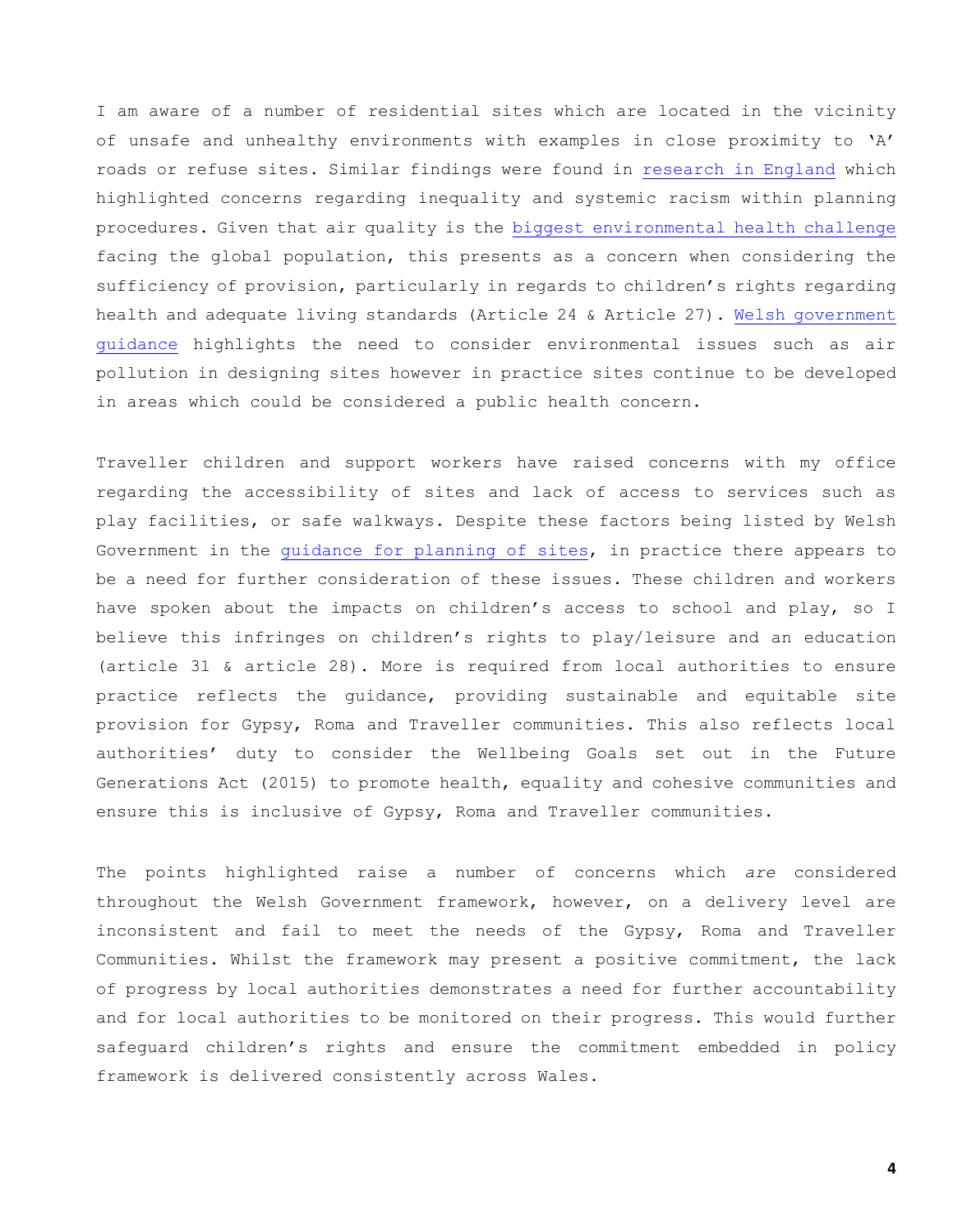I am aware of a number of residential sites which are located in the vicinity of unsafe and unhealthy environments with examples in close proximity to 'A' roads or refuse sites. Similar findings were found in research in England which highlighted concerns regarding inequality and systemic racism within planning procedures. Given that air quality is the biggest environmental health challenge facing the global population, this presents as a concern when considering the sufficiency of provision, particularly in regards to children's rights regarding health and adequate living standards (Article 24 & Article 27). Welsh government guidance highlights the need to consider environmental issues such as air pollution in designing sites however in practice sites continue to be developed in areas which could be considered a public health concern.

Traveller children and support workers have raised concerns with my office regarding the accessibility of sites and lack of access to services such as play facilities, or safe walkways. Despite these factors being listed by Welsh Government in the guidance for planning of sites, in practice there appears to be a need for further consideration of these issues. These children and workers have spoken about the impacts on children's access to school and play, so I believe this infringes on children's rights to play/leisure and an education (article 31 & article 28). More is required from local authorities to ensure practice reflects the guidance, providing sustainable and equitable site provision for Gypsy, Roma and Traveller communities. This also reflects local authorities' duty to consider the Wellbeing Goals set out in the Future Generations Act (2015) to promote health, equality and cohesive communities and ensure this is inclusive of Gypsy, Roma and Traveller communities.

The points highlighted raise a number of concerns which *are* considered throughout the Welsh Government framework, however, on a delivery level are inconsistent and fail to meet the needs of the Gypsy, Roma and Traveller Communities. Whilst the framework may present a positive commitment, the lack of progress by local authorities demonstrates a need for further accountability and for local authorities to be monitored on their progress. This would further safeguard children's rights and ensure the commitment embedded in policy framework is delivered consistently across Wales.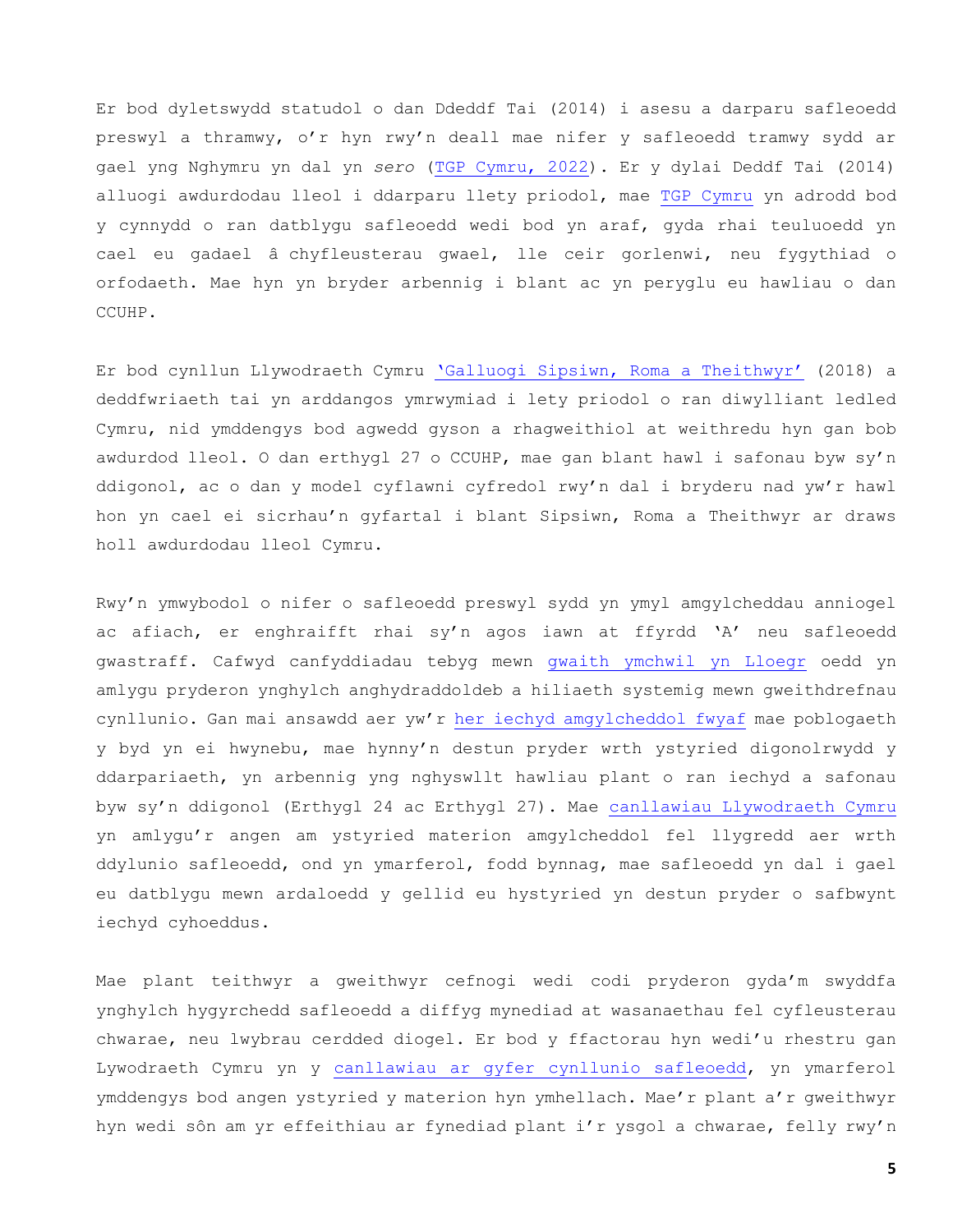Er bod dyletswydd statudol o dan Ddeddf Tai (2014) i asesu a darparu safleoedd preswyl a thramwy, o'r hyn rwy'n deall mae nifer y safleoedd tramwy sydd ar gael yng Nghymru yn dal yn *sero* (TGP Cymru, 2022). Er y dylai Deddf Tai (2014) alluogi awdurdodau lleol i ddarparu llety priodol, mae TGP Cymru yn adrodd bod y cynnydd o ran datblygu safleoedd wedi bod yn araf, gyda rhai teuluoedd yn cael eu gadael â chyfleusterau gwael, lle ceir gorlenwi, neu fygythiad o orfodaeth. Mae hyn yn bryder arbennig i blant ac yn peryglu eu hawliau o dan CCUHP.

Er bod cynllun Llywodraeth Cymru 'Galluogi Sipsiwn, Roma a Theithwyr' (2018) a deddfwriaeth tai yn arddangos ymrwymiad i lety priodol o ran diwylliant ledled Cymru, nid ymddengys bod agwedd gyson a rhagweithiol at weithredu hyn gan bob awdurdod lleol. O dan erthygl 27 o CCUHP, mae gan blant hawl i safonau byw sy'n ddigonol, ac o dan y model cyflawni cyfredol rwy'n dal i bryderu nad yw'r hawl hon yn cael ei sicrhau'n gyfartal i blant Sipsiwn, Roma a Theithwyr ar draws holl awdurdodau lleol Cymru.

Rwy'n ymwybodol o nifer o safleoedd preswyl sydd yn ymyl amgylcheddau anniogel ac afiach, er enghraifft rhai sy'n agos iawn at ffyrdd 'A' neu safleoedd gwastraff. Cafwyd canfyddiadau tebyg mewn gwaith ymchwil yn Lloegr oedd yn amlygu pryderon ynghylch anghydraddoldeb a hiliaeth systemig mewn gweithdrefnau cynllunio. Gan mai ansawdd aer yw'r her iechyd amgylcheddol fwyaf mae poblogaeth y byd yn ei hwynebu, mae hynny'n destun pryder wrth ystyried digonolrwydd y ddarpariaeth, yn arbennig yng nghyswllt hawliau plant o ran iechyd a safonau byw sy'n ddigonol (Erthygl 24 ac Erthygl 27). Mae canllawiau Llywodraeth Cymru yn amlygu'r angen am ystyried materion amgylcheddol fel llygredd aer wrth ddylunio safleoedd, ond yn ymarferol, fodd bynnag, mae safleoedd yn dal i gael eu datblygu mewn ardaloedd y gellid eu hystyried yn destun pryder o safbwynt iechyd cyhoeddus.

Mae plant teithwyr a gweithwyr cefnogi wedi codi pryderon gyda'm swyddfa ynghylch hygyrchedd safleoedd a diffyg mynediad at wasanaethau fel cyfleusterau chwarae, neu lwybrau cerdded diogel. Er bod y ffactorau hyn wedi'u rhestru gan Lywodraeth Cymru yn y canllawiau ar gyfer cynllunio safleoedd, yn ymarferol ymddengys bod angen ystyried y materion hyn ymhellach. Mae'r plant a'r gweithwyr hyn wedi sôn am yr effeithiau ar fynediad plant i'r ysgol a chwarae, felly rwy'n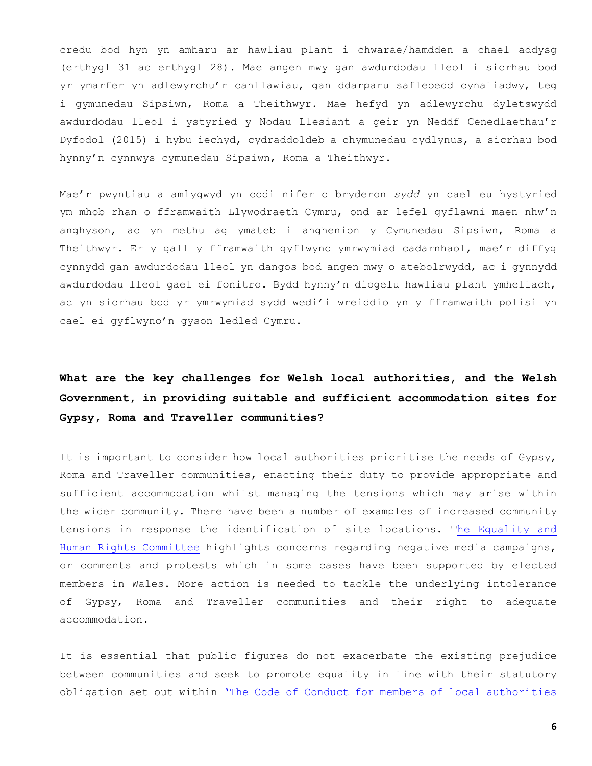credu bod hyn yn amharu ar hawliau plant i chwarae/hamdden a chael addysg (erthygl 31 ac erthygl 28). Mae angen mwy gan awdurdodau lleol i sicrhau bod yr ymarfer yn adlewyrchu'r canllawiau, gan ddarparu safleoedd cynaliadwy, teg i gymunedau Sipsiwn, Roma a Theithwyr. Mae hefyd yn adlewyrchu dyletswydd awdurdodau lleol i ystyried y Nodau Llesiant a geir yn Neddf Cenedlaethau'r Dyfodol (2015) i hybu iechyd, cydraddoldeb a chymunedau cydlynus, a sicrhau bod hynny'n cynnwys cymunedau Sipsiwn, Roma a Theithwyr.

Mae'r pwyntiau a amlygwyd yn codi nifer o bryderon *sydd* yn cael eu hystyried ym mhob rhan o fframwaith Llywodraeth Cymru, ond ar lefel gyflawni maen nhw'n anghyson, ac yn methu ag ymateb i anghenion y Cymunedau Sipsiwn, Roma a Theithwyr. Er y gall y fframwaith gyflwyno ymrwymiad cadarnhaol, mae'r diffyg cynnydd gan awdurdodau lleol yn dangos bod angen mwy o atebolrwydd, ac i gynnydd awdurdodau lleol gael ei fonitro. Bydd hynny'n diogelu hawliau plant ymhellach, ac yn sicrhau bod yr ymrwymiad sydd wedi'i wreiddio yn y fframwaith polisi yn cael ei gyflwyno'n gyson ledled Cymru.

## What are the key challenges for Welsh local authorities, and the Welsh Government, in providing suitable and sufficient accommodation sites for Gypsy, Roma and Traveller communities?

It is important to consider how local authorities prioritise the needs of Gypsy, Roma and Traveller communities, enacting their duty to provide appropriate and sufficient accommodation whilst managing the tensions which may arise within the wider community. There have been a number of examples of increased community tensions in response the identification of site locations. The Equality and Human Rights Committee highlights concerns regarding negative media campaigns, or comments and protests which in some cases have been supported by elected members in Wales. More action is needed to tackle the underlying intolerance of Gypsy, Roma and Traveller communities and their right to adequate accommodation.

It is essential that public figures do not exacerbate the existing prejudice between communities and seek to promote equality in line with their statutory obligation set out within 'The Code of Conduct for members of local authorities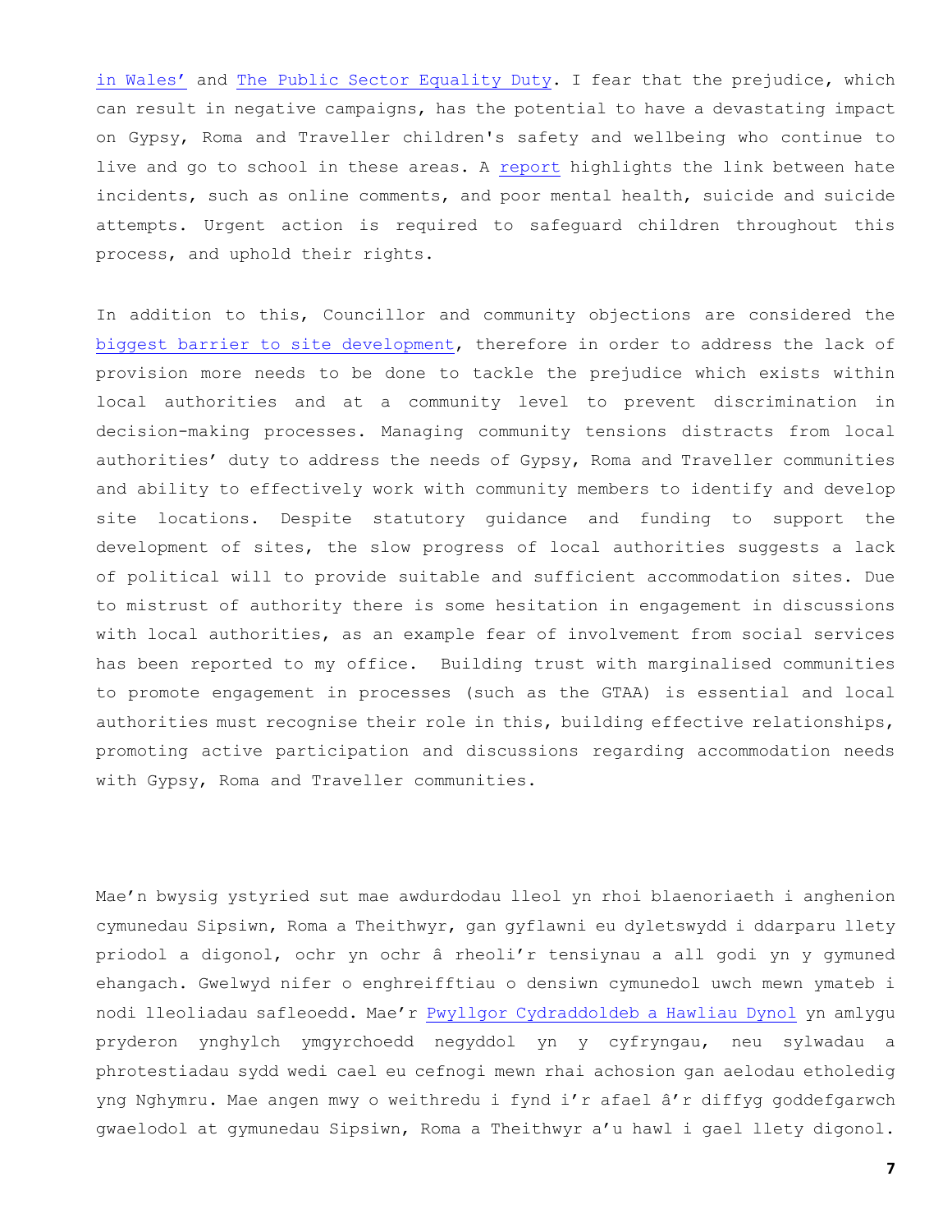in Wales' and The Public Sector Equality Duty. I fear that the prejudice, which can result in negative campaigns, has the potential to have a devastating impact on Gypsy, Roma and Traveller children's safety and wellbeing who continue to live and go to school in these areas. A report highlights the link between hate incidents, such as online comments, and poor mental health, suicide and suicide attempts. Urgent action is required to safeguard children throughout this process, and uphold their rights.

In addition to this, Councillor and community objections are considered the biggest barrier to site development, therefore in order to address the lack of provision more needs to be done to tackle the prejudice which exists within local authorities and at a community level to prevent discrimination in decision-making processes. Managing community tensions distracts from local authorities' duty to address the needs of Gypsy, Roma and Traveller communities and ability to effectively work with community members to identify and develop site locations. Despite statutory guidance and funding to support the development of sites, the slow progress of local authorities suggests a lack of political will to provide suitable and sufficient accommodation sites. Due to mistrust of authority there is some hesitation in engagement in discussions with local authorities, as an example fear of involvement from social services has been reported to my office. Building trust with marginalised communities to promote engagement in processes (such as the GTAA) is essential and local authorities must recognise their role in this, building effective relationships, promoting active participation and discussions regarding accommodation needs with Gypsy, Roma and Traveller communities.

Mae'n bwysig ystyried sut mae awdurdodau lleol yn rhoi blaenoriaeth i anghenion cymunedau Sipsiwn, Roma a Theithwyr, gan gyflawni eu dyletswydd i ddarparu llety priodol a digonol, ochr yn ochr â rheoli'r tensiynau a all godi yn y gymuned ehangach. Gwelwyd nifer o enghreifftiau o densiwn cymunedol uwch mewn ymateb i nodi lleoliadau safleoedd. Mae'r Pwyllgor Cydraddoldeb a Hawliau Dynol yn amlygu pryderon ynghylch ymgyrchoedd negyddol yn y cyfryngau, neu sylwadau a phrotestiadau sydd wedi cael eu cefnogi mewn rhai achosion gan aelodau etholedig yng Nghymru. Mae angen mwy o weithredu i fynd i'r afael â'r diffyg goddefgarwch gwaelodol at gymunedau Sipsiwn, Roma a Theithwyr a'u hawl i gael llety digonol.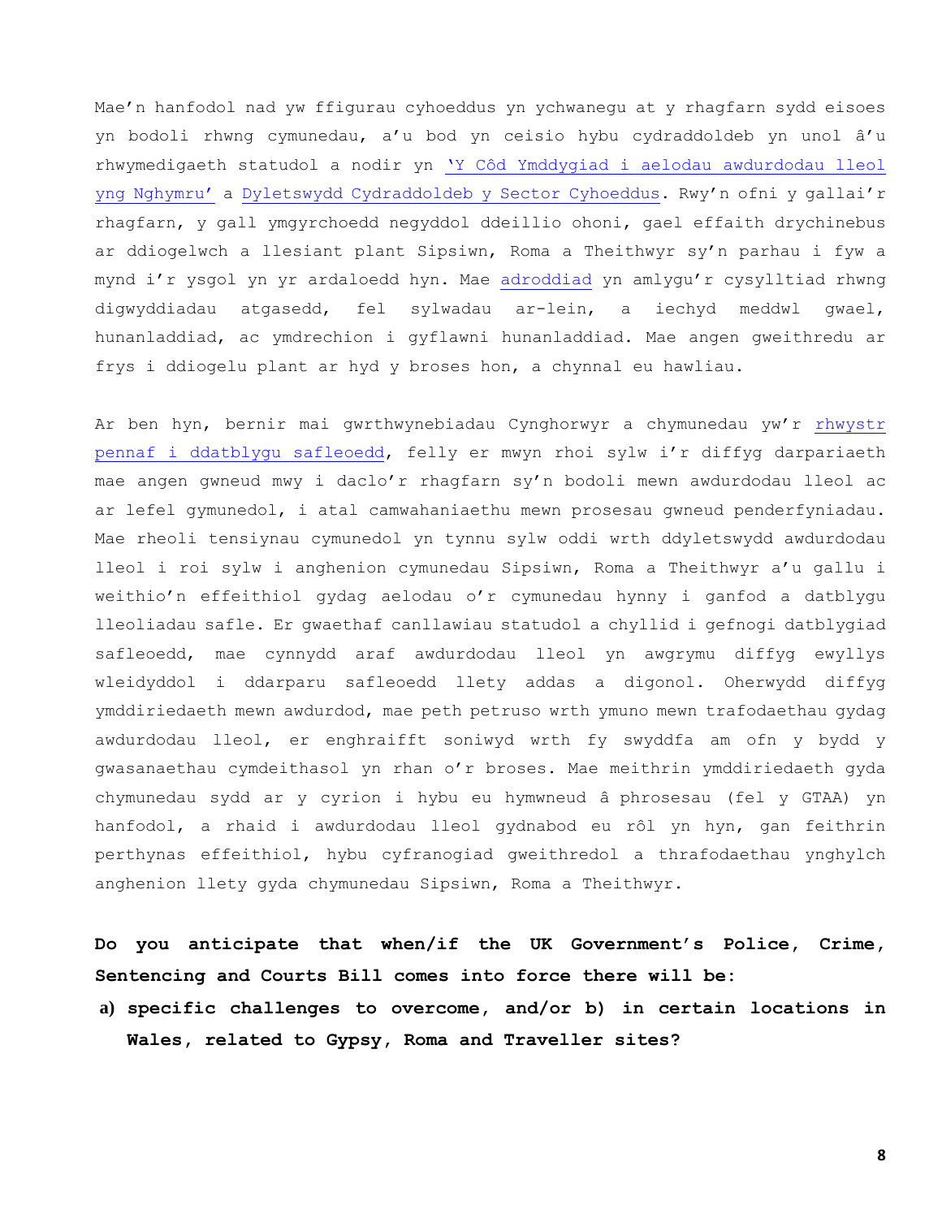Mae'n hanfodol nad yw ffigurau cyhoeddus yn ychwanegu at y rhagfarn sydd eisoes yn bodoli rhwng cymunedau, a'u bod yn ceisio hybu cydraddoldeb yn unol â'u rhwymedigaeth statudol a nodir yn 'Y Côd Ymddygiad i aelodau awdurdodau lleol yng Nghymru' a Dyletswydd Cydraddoldeb y Sector Cyhoeddus. Rwy'n ofni y gallai'r rhagfarn, y gall ymgyrchoedd negyddol ddeillio ohoni, gael effaith drychinebus ar ddiogelwch a llesiant plant Sipsiwn, Roma a Theithwyr sy'n parhau i fyw a mynd i'r ysgol yn yr ardaloedd hyn. Mae adroddiad yn amlygu'r cysylltiad rhwng digwyddiadau atgasedd, fel sylwadau ar-lein, a iechyd meddwl gwael, hunanladdiad, ac ymdrechion i gyflawni hunanladdiad. Mae angen gweithredu ar frys i ddiogelu plant ar hyd y broses hon, a chynnal eu hawliau.

Ar ben hyn, bernir mai gwrthwynebiadau Cynghorwyr a chymunedau yw'r rhwystr pennaf i ddatblygu safleoedd, felly er mwyn rhoi sylw i'r diffyg darpariaeth mae angen gwneud mwy i daclo'r rhagfarn sy'n bodoli mewn awdurdodau lleol ac ar lefel gymunedol, i atal camwahaniaethu mewn prosesau gwneud penderfyniadau. Mae rheoli tensiynau cymunedol yn tynnu sylw oddi wrth ddyletswydd awdurdodau lleol i roi sylw i anghenion cymunedau Sipsiwn, Roma a Theithwyr a'u gallu i weithio'n effeithiol gydag aelodau o'r cymunedau hynny i ganfod a datblygu lleoliadau safle. Er gwaethaf canllawiau statudol a chyllid i gefnogi datblygiad safleoedd, mae cynnydd araf awdurdodau lleol yn awgrymu diffyg ewyllys wleidyddol i ddarparu safleoedd llety addas a digonol. Oherwydd diffyg ymddiriedaeth mewn awdurdod, mae peth petruso wrth ymuno mewn trafodaethau gydag awdurdodau lleol, er enghraifft soniwyd wrth fy swyddfa am ofn y bydd y gwasanaethau cymdeithasol yn rhan o'r broses. Mae meithrin ymddiriedaeth gyda chymunedau sydd ar y cyrion i hybu eu hymwneud â phrosesau (fel y GTAA) yn hanfodol, a rhaid i awdurdodau lleol gydnabod eu rôl yn hyn, gan feithrin perthynas effeithiol, hybu cyfranogiad gweithredol a thrafodaethau ynghylch anghenion llety gyda chymunedau Sipsiwn, Roma a Theithwyr.

**Do you anticipate that when/if the UK Government's Police, Crime, Sentencing and Courts Bill comes into force there will be:**

**a) specific challenges to overcome, and/or b) in certain locations in Wales, related to Gypsy, Roma and Traveller sites?**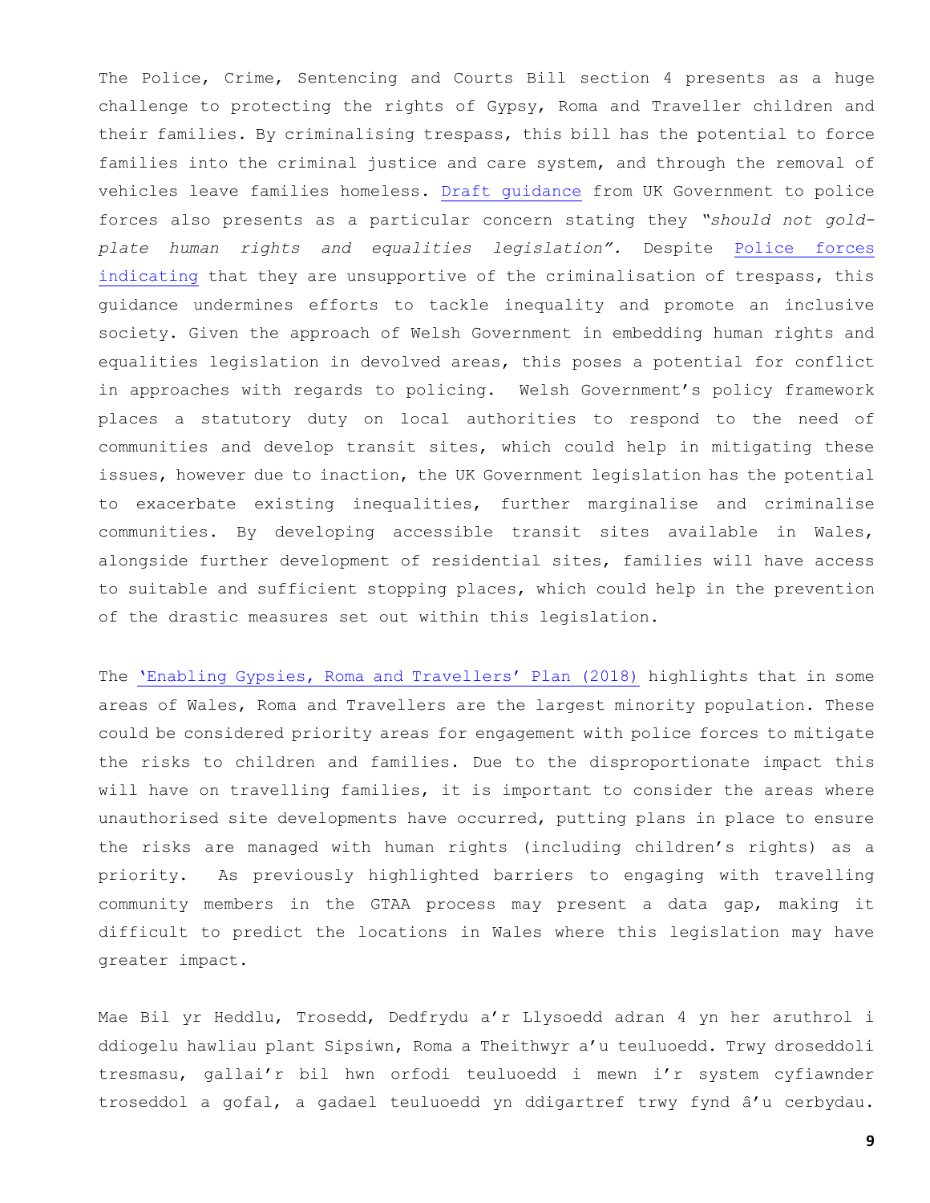The Police, Crime, Sentencing and Courts Bill section 4 presents as a huge challenge to protecting the rights of Gypsy, Roma and Traveller children and their families. By criminalising trespass, this bill has the potential to force families into the criminal justice and care system, and through the removal of vehicles leave families homeless. Draft guidance from UK Government to police forces also presents as a particular concern stating they *"should not gold-plate human rights and equalities legislation".* Despite Police forces indicating that they are unsupportive of the criminalisation of trespass, this guidance undermines efforts to tackle inequality and promote an inclusive society. Given the approach of Welsh Government in embedding human rights and equalities legislation in devolved areas, this poses a potential for conflict in approaches with regards to policing. Welsh Government's policy framework places a statutory duty on local authorities to respond to the need of communities and develop transit sites, which could help in mitigating these issues, however due to inaction, the UK Government legislation has the potential to exacerbate existing inequalities, further marginalise and criminalise communities. By developing accessible transit sites available in Wales, alongside further development of residential sites, families will have access to suitable and sufficient stopping places, which could help in the prevention of the drastic measures set out within this legislation.

The 'Enabling Gypsies, Roma and Travellers' Plan (2018) highlights that in some areas of Wales, Roma and Travellers are the largest minority population. These could be considered priority areas for engagement with police forces to mitigate the risks to children and families. Due to the disproportionate impact this will have on travelling families, it is important to consider the areas where unauthorised site developments have occurred, putting plans in place to ensure the risks are managed with human rights (including children's rights) as a priority. As previously highlighted barriers to engaging with travelling community members in the GTAA process may present a data gap, making it difficult to predict the locations in Wales where this legislation may have greater impact.

Mae Bil yr Heddlu, Trosedd, Dedfrydu a'r Llysoedd adran 4 yn her aruthrol i ddiogelu hawliau plant Sipsiwn, Roma a Theithwyr a'u teuluoedd. Trwy droseddoli tresmasu, gallai'r bil hwn orfodi teuluoedd i mewn i'r system cyfiawnder troseddol a gofal, a gadael teuluoedd yn ddigartref trwy fynd â'u cerbydau.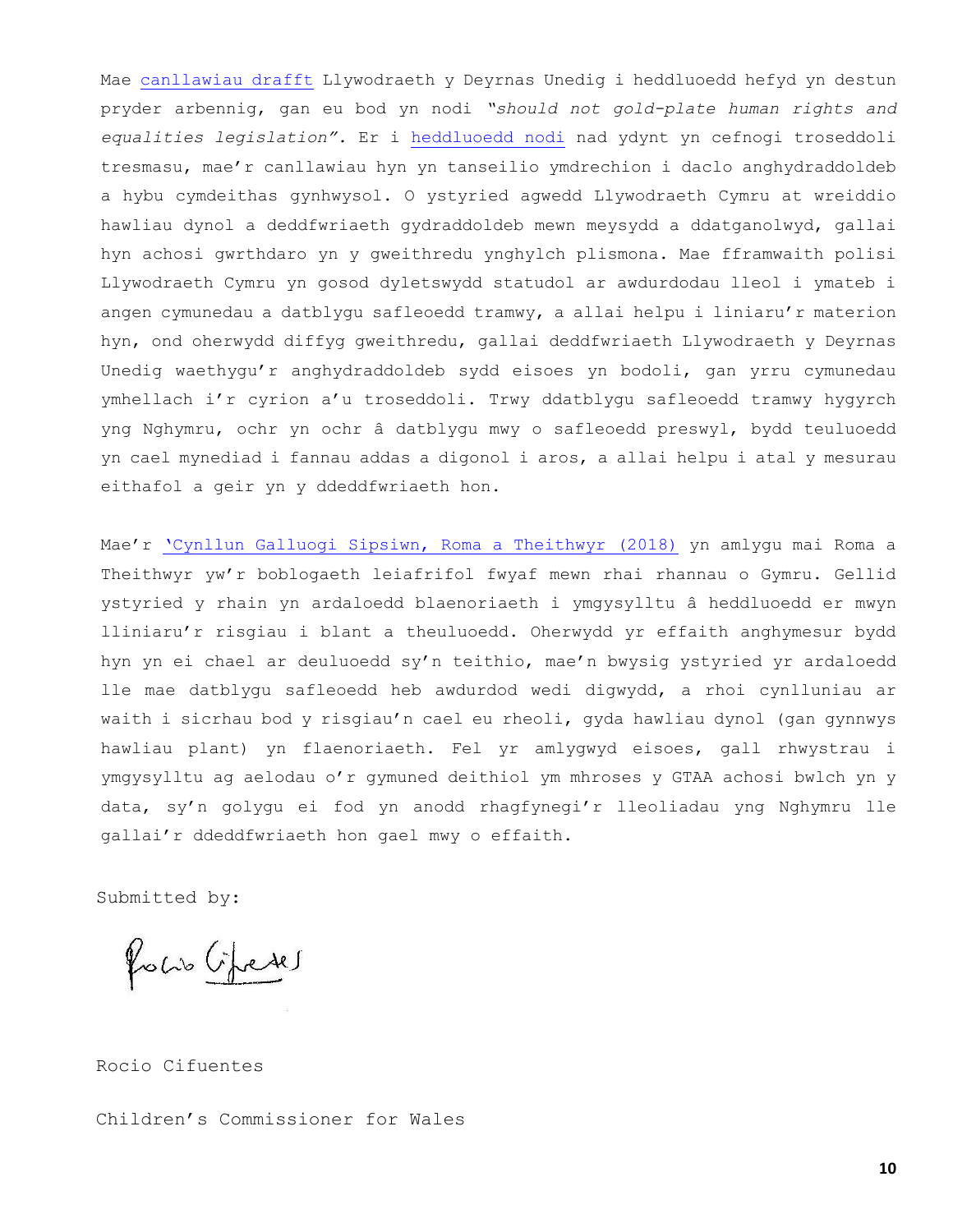Mae [canllawiau drafft] Llywodraeth y Deyrnas Unedig i heddluoedd hefyd yn destun pryder arbennig, gan eu bod yn nodi *"should not gold-plate human rights and equalities legislation".* Er i [heddluoedd nodi] nad ydynt yn cefnogi troseddoli tresmasu, mae'r canllawiau hyn yn tanseilio ymdrechion i daclo anghydraddoldeb a hybu cymdeithas gynhwysol. O ystyried agwedd Llywodraeth Cymru at wreiddio hawliau dynol a deddfwriaeth gydraddoldeb mewn meysydd a ddatganolwyd, gallai hyn achosi gwrthdaro yn y gweithredu ynghylch plismona. Mae fframwaith polisi Llywodraeth Cymru yn gosod dyletswydd statudol ar awdurdodau lleol i ymateb i angen cymunedau a datblygu safleoedd tramwy, a allai helpu i liniaru'r materion hyn, ond oherwydd diffyg gweithredu, gallai deddfwriaeth Llywodraeth y Deyrnas Unedig waethygu'r anghydraddoldeb sydd eisoes yn bodoli, gan yrru cymunedau ymhellach i'r cyrion a'u troseddoli. Trwy ddatblygu safleoedd tramwy hygyrch yng Nghymru, ochr yn ochr â datblygu mwy o safleoedd preswyl, bydd teuluoedd yn cael mynediad i fannau addas a digonol i aros, a allai helpu i atal y mesurau eithafol a geir yn y ddeddfwriaeth hon.

Mae'r ['Cynllun Galluogi Sipsiwn, Roma a Theithwyr (2018)] yn amlygu mai Roma a Theithwyr yw'r boblogaeth leiafrifol fwyaf mewn rhai rhannau o Gymru. Gellid ystyried y rhain yn ardaloedd blaenoriaeth i ymgysylltu â heddluoedd er mwyn lliniaru'r risgiau i blant a theuluoedd. Oherwydd yr effaith anghymesur bydd hyn yn ei chael ar deuluoedd sy'n teithio, mae'n bwysig ystyried yr ardaloedd lle mae datblygu safleoedd heb awdurdod wedi digwydd, a rhoi cynlluniau ar waith i sicrhau bod y risgiau'n cael eu rheoli, gyda hawliau dynol (gan gynnwys hawliau plant) yn flaenoriaeth. Fel yr amlygwyd eisoes, gall rhwystrau i ymgysylltu ag aelodau o'r gymuned deithiol ym mhroses y GTAA achosi bwlch yn y data, sy'n golygu ei fod yn anodd rhagfynegi'r lleoliadau yng Nghymru lle gallai'r ddeddfwriaeth hon gael mwy o effaith.

Submitted by:

Rocio Cifuentes

Children's Commissioner for Wales